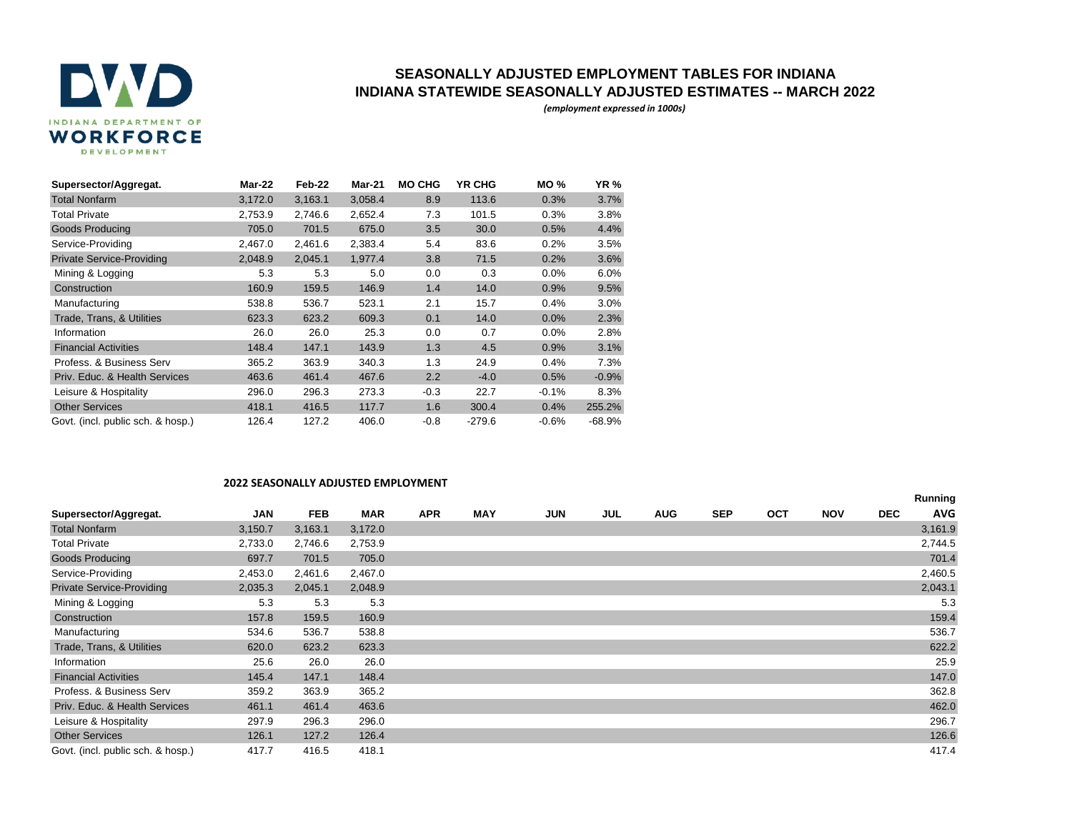# SEASONALLY ADJUSTED EMPLOYMENT TABLES FOR INDIANA

## INDIANA STATEWIDE SEASONALLY ADJUSTED ESTIMATES -- MARCH 2022

*(employment expressed in 1000s)*

| Supersector/Aggregat. | Mar-22 | Feb-22 | Mar-21 | MO CHG | YR CHG | MO % | YR % |
|---|---|---|---|---|---|---|---|
| Total Nonfarm | 3,172.0 | 3,163.1 | 3,058.4 | 8.9 | 113.6 | 0.3% | 3.7% |
| Total Private | 2,753.9 | 2,746.6 | 2,652.4 | 7.3 | 101.5 | 0.3% | 3.8% |
| Goods Producing | 705.0 | 701.5 | 675.0 | 3.5 | 30.0 | 0.5% | 4.4% |
| Service-Providing | 2,467.0 | 2,461.6 | 2,383.4 | 5.4 | 83.6 | 0.2% | 3.5% |
| Private Service-Providing | 2,048.9 | 2,045.1 | 1,977.4 | 3.8 | 71.5 | 0.2% | 3.6% |
| Mining & Logging | 5.3 | 5.3 | 5.0 | 0.0 | 0.3 | 0.0% | 6.0% |
| Construction | 160.9 | 159.5 | 146.9 | 1.4 | 14.0 | 0.9% | 9.5% |
| Manufacturing | 538.8 | 536.7 | 523.1 | 2.1 | 15.7 | 0.4% | 3.0% |
| Trade, Trans, & Utilities | 623.3 | 623.2 | 609.3 | 0.1 | 14.0 | 0.0% | 2.3% |
| Information | 26.0 | 26.0 | 25.3 | 0.0 | 0.7 | 0.0% | 2.8% |
| Financial Activities | 148.4 | 147.1 | 143.9 | 1.3 | 4.5 | 0.9% | 3.1% |
| Profess. & Business Serv | 365.2 | 363.9 | 340.3 | 1.3 | 24.9 | 0.4% | 7.3% |
| Priv. Educ. & Health Services | 463.6 | 461.4 | 467.6 | 2.2 | -4.0 | 0.5% | -0.9% |
| Leisure & Hospitality | 296.0 | 296.3 | 273.3 | -0.3 | 22.7 | -0.1% | 8.3% |
| Other Services | 418.1 | 416.5 | 117.7 | 1.6 | 300.4 | 0.4% | 255.2% |
| Govt. (incl. public sch. & hosp.) | 126.4 | 127.2 | 406.0 | -0.8 | -279.6 | -0.6% | -68.9% |

### 2022 SEASONALLY ADJUSTED EMPLOYMENT

| Supersector/Aggregat. | JAN | FEB | MAR | APR | MAY | JUN | JUL | AUG | SEP | OCT | NOV | DEC | Running AVG |
|---|---|---|---|---|---|---|---|---|---|---|---|---|---|
| Total Nonfarm | 3,150.7 | 3,163.1 | 3,172.0 | | | | | | | | | | 3,161.9 |
| Total Private | 2,733.0 | 2,746.6 | 2,753.9 | | | | | | | | | | 2,744.5 |
| Goods Producing | 697.7 | 701.5 | 705.0 | | | | | | | | | | 701.4 |
| Service-Providing | 2,453.0 | 2,461.6 | 2,467.0 | | | | | | | | | | 2,460.5 |
| Private Service-Providing | 2,035.3 | 2,045.1 | 2,048.9 | | | | | | | | | | 2,043.1 |
| Mining & Logging | 5.3 | 5.3 | 5.3 | | | | | | | | | | 5.3 |
| Construction | 157.8 | 159.5 | 160.9 | | | | | | | | | | 159.4 |
| Manufacturing | 534.6 | 536.7 | 538.8 | | | | | | | | | | 536.7 |
| Trade, Trans, & Utilities | 620.0 | 623.2 | 623.3 | | | | | | | | | | 622.2 |
| Information | 25.6 | 26.0 | 26.0 | | | | | | | | | | 25.9 |
| Financial Activities | 145.4 | 147.1 | 148.4 | | | | | | | | | | 147.0 |
| Profess. & Business Serv | 359.2 | 363.9 | 365.2 | | | | | | | | | | 362.8 |
| Priv. Educ. & Health Services | 461.1 | 461.4 | 463.6 | | | | | | | | | | 462.0 |
| Leisure & Hospitality | 297.9 | 296.3 | 296.0 | | | | | | | | | | 296.7 |
| Other Services | 126.1 | 127.2 | 126.4 | | | | | | | | | | 126.6 |
| Govt. (incl. public sch. & hosp.) | 417.7 | 416.5 | 418.1 | | | | | | | | | | 417.4 |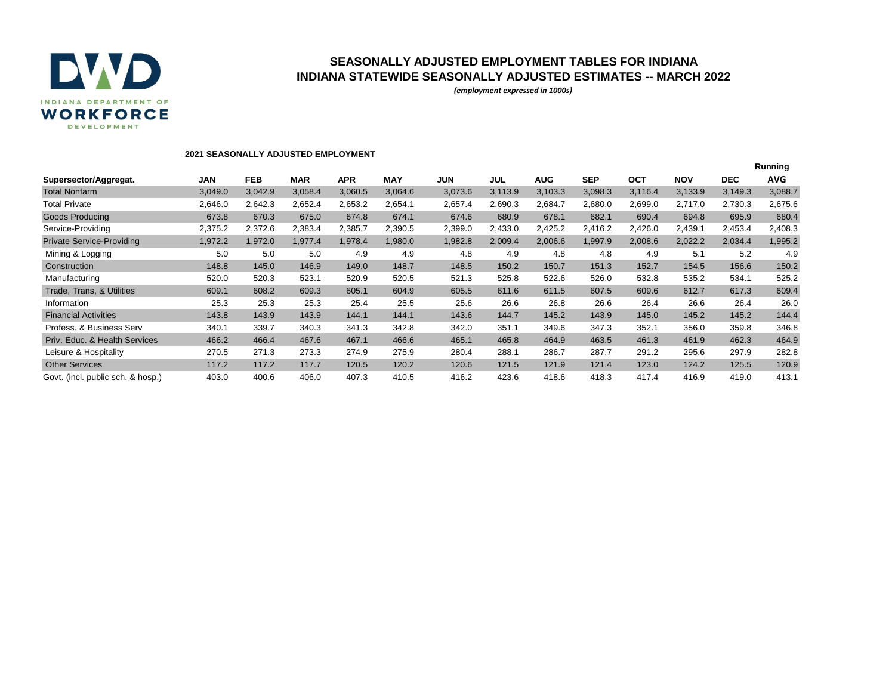INDIANA DEPARTMENT OF WORKFORCE DEVELOPMENT

# SEASONALLY ADJUSTED EMPLOYMENT TABLES FOR INDIANA

# INDIANA STATEWIDE SEASONALLY ADJUSTED ESTIMATES -- MARCH 2022

*(employment expressed in 1000s)*

**2021 SEASONALLY ADJUSTED EMPLOYMENT**

| Supersector/Aggregat. | JAN | FEB | MAR | APR | MAY | JUN | JUL | AUG | SEP | OCT | NOV | DEC | Running AVG |
|---|---|---|---|---|---|---|---|---|---|---|---|---|---|
| Total Nonfarm | 3,049.0 | 3,042.9 | 3,058.4 | 3,060.5 | 3,064.6 | 3,073.6 | 3,113.9 | 3,103.3 | 3,098.3 | 3,116.4 | 3,133.9 | 3,149.3 | 3,088.7 |
| Total Private | 2,646.0 | 2,642.3 | 2,652.4 | 2,653.2 | 2,654.1 | 2,657.4 | 2,690.3 | 2,684.7 | 2,680.0 | 2,699.0 | 2,717.0 | 2,730.3 | 2,675.6 |
| Goods Producing | 673.8 | 670.3 | 675.0 | 674.8 | 674.1 | 674.6 | 680.9 | 678.1 | 682.1 | 690.4 | 694.8 | 695.9 | 680.4 |
| Service-Providing | 2,375.2 | 2,372.6 | 2,383.4 | 2,385.7 | 2,390.5 | 2,399.0 | 2,433.0 | 2,425.2 | 2,416.2 | 2,426.0 | 2,439.1 | 2,453.4 | 2,408.3 |
| Private Service-Providing | 1,972.2 | 1,972.0 | 1,977.4 | 1,978.4 | 1,980.0 | 1,982.8 | 2,009.4 | 2,006.6 | 1,997.9 | 2,008.6 | 2,022.2 | 2,034.4 | 1,995.2 |
| Mining & Logging | 5.0 | 5.0 | 5.0 | 4.9 | 4.9 | 4.8 | 4.9 | 4.8 | 4.8 | 4.9 | 5.1 | 5.2 | 4.9 |
| Construction | 148.8 | 145.0 | 146.9 | 149.0 | 148.7 | 148.5 | 150.2 | 150.7 | 151.3 | 152.7 | 154.5 | 156.6 | 150.2 |
| Manufacturing | 520.0 | 520.3 | 523.1 | 520.9 | 520.5 | 521.3 | 525.8 | 522.6 | 526.0 | 532.8 | 535.2 | 534.1 | 525.2 |
| Trade, Trans, & Utilities | 609.1 | 608.2 | 609.3 | 605.1 | 604.9 | 605.5 | 611.6 | 611.5 | 607.5 | 609.6 | 612.7 | 617.3 | 609.4 |
| Information | 25.3 | 25.3 | 25.3 | 25.4 | 25.5 | 25.6 | 26.6 | 26.8 | 26.6 | 26.4 | 26.6 | 26.4 | 26.0 |
| Financial Activities | 143.8 | 143.9 | 143.9 | 144.1 | 144.1 | 143.6 | 144.7 | 145.2 | 143.9 | 145.0 | 145.2 | 145.2 | 144.4 |
| Profess. & Business Serv | 340.1 | 339.7 | 340.3 | 341.3 | 342.8 | 342.0 | 351.1 | 349.6 | 347.3 | 352.1 | 356.0 | 359.8 | 346.8 |
| Priv. Educ. & Health Services | 466.2 | 466.4 | 467.6 | 467.1 | 466.6 | 465.1 | 465.8 | 464.9 | 463.5 | 461.3 | 461.9 | 462.3 | 464.9 |
| Leisure & Hospitality | 270.5 | 271.3 | 273.3 | 274.9 | 275.9 | 280.4 | 288.1 | 286.7 | 287.7 | 291.2 | 295.6 | 297.9 | 282.8 |
| Other Services | 117.2 | 117.2 | 117.7 | 120.5 | 120.2 | 120.6 | 121.5 | 121.9 | 121.4 | 123.0 | 124.2 | 125.5 | 120.9 |
| Govt. (incl. public sch. & hosp.) | 403.0 | 400.6 | 406.0 | 407.3 | 410.5 | 416.2 | 423.6 | 418.6 | 418.3 | 417.4 | 416.9 | 419.0 | 413.1 |